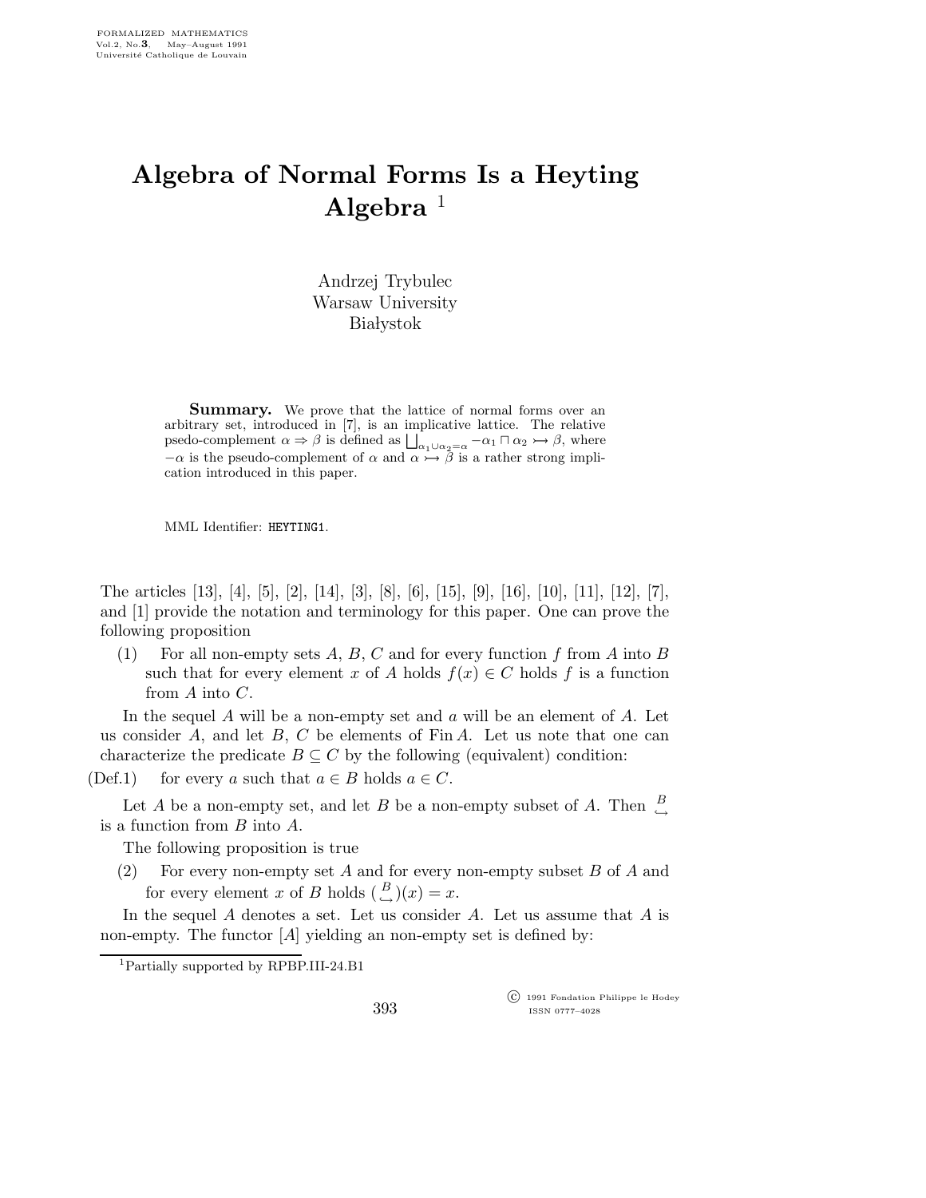# Algebra of Normal Forms Is a Heyting Algebra [1]

Andrzej Trybulec
Warsaw University
Białystok

**Summary.** We prove that the lattice of normal forms over an arbitrary set, introduced in [7], is an implicative lattice. The relative psedo-complement $\alpha \Rightarrow \beta$ is defined as $\bigsqcup_{\alpha_1 \cup \alpha_2 = \alpha} -\alpha_1 \sqcap \alpha_2 \rightarrowtail \beta$, where $-\alpha$ is the pseudo-complement of $\alpha$ and $\alpha \rightarrowtail \beta$ is a rather strong implication introduced in this paper.

MML Identifier: HEYTING1.

The articles [13], [4], [5], [2], [14], [3], [8], [6], [15], [9], [16], [10], [11], [12], [7], and [1] provide the notation and terminology for this paper. One can prove the following proposition

(1) For all non-empty sets $A$, $B$, $C$ and for every function $f$ from $A$ into $B$ such that for every element $x$ of $A$ holds $f(x) \in C$ holds $f$ is a function from $A$ into $C$.

In the sequel $A$ will be a non-empty set and $a$ will be an element of $A$. Let us consider $A$, and let $B$, $C$ be elements of $\mathrm{Fin}\,A$. Let us note that one can characterize the predicate $B \subseteq C$ by the following (equivalent) condition:

(Def.1) for every $a$ such that $a \in B$ holds $a \in C$.

Let $A$ be a non-empty set, and let $B$ be a non-empty subset of $A$. Then $\overset{B}{\hookrightarrow}$ is a function from $B$ into $A$.

The following proposition is true

(2) For every non-empty set $A$ and for every non-empty subset $B$ of $A$ and for every element $x$ of $B$ holds $(\overset{B}{\hookrightarrow})(x) = x$.

In the sequel $A$ denotes a set. Let us consider $A$. Let us assume that $A$ is non-empty. The functor $[A]$ yielding an non-empty set is defined by:

[1] Partially supported by RPBP.III-24.B1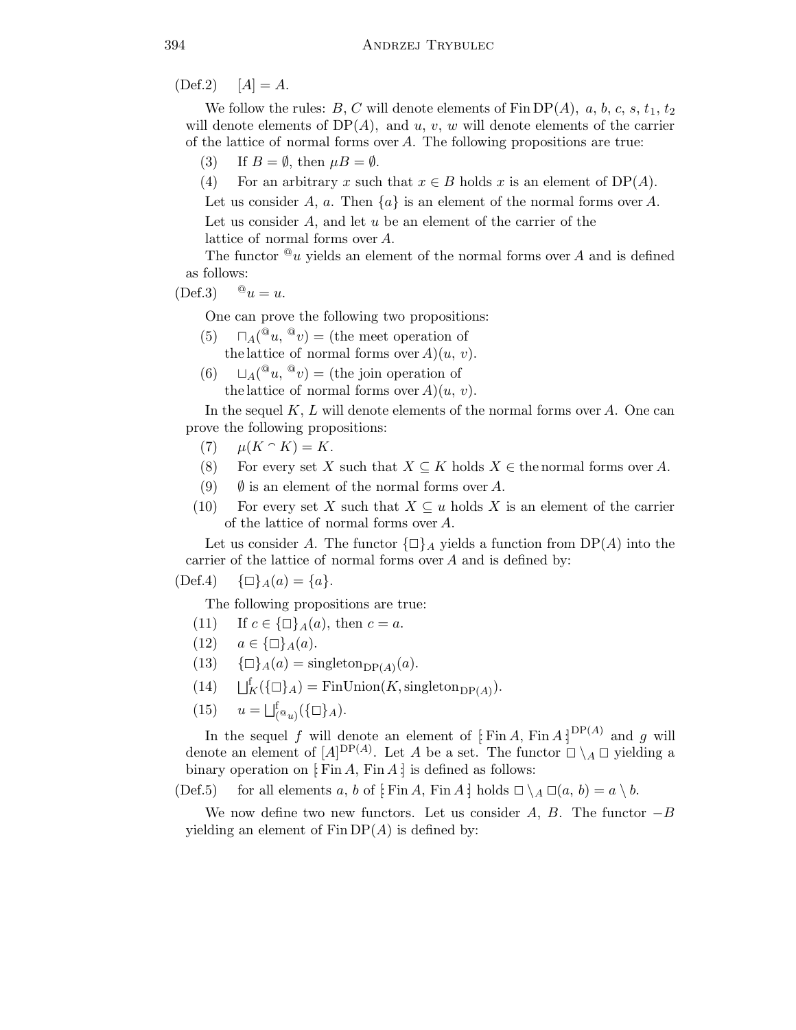(Def.2) $[A] = A$.

We follow the rules: $B$, $C$ will denote elements of $\operatorname{Fin} \mathrm{DP}(A)$, $a$, $b$, $c$, $s$, $t_1$, $t_2$ will denote elements of $\mathrm{DP}(A)$, and $u$, $v$, $w$ will denote elements of the carrier of the lattice of normal forms over $A$. The following propositions are true:

(3) If $B = \emptyset$, then $\mu B = \emptyset$.

(4) For an arbitrary $x$ such that $x \in B$ holds $x$ is an element of $\mathrm{DP}(A)$.

Let us consider $A$, $a$. Then $\{a\}$ is an element of the normal forms over $A$.

Let us consider $A$, and let $u$ be an element of the carrier of the lattice of normal forms over $A$.

The functor ${}^{@}u$ yields an element of the normal forms over $A$ and is defined as follows:

(Def.3) ${}^{@}u = u$.

One can prove the following two propositions:

(5) $\sqcap_A({}^{@}u, {}^{@}v) =$ (the meet operation of the lattice of normal forms over $A$)$(u, v)$.

(6) $\sqcup_A({}^{@}u, {}^{@}v) =$ (the join operation of the lattice of normal forms over $A$)$(u, v)$.

In the sequel $K$, $L$ will denote elements of the normal forms over $A$. One can prove the following propositions:

(7) $\mu(K \frown K) = K$.

(8) For every set $X$ such that $X \subseteq K$ holds $X \in$ the normal forms over $A$.

(9) $\emptyset$ is an element of the normal forms over $A$.

(10) For every set $X$ such that $X \subseteq u$ holds $X$ is an element of the carrier of the lattice of normal forms over $A$.

Let us consider $A$. The functor $\{\Box\}_A$ yields a function from $\mathrm{DP}(A)$ into the carrier of the lattice of normal forms over $A$ and is defined by:

(Def.4) $\{\Box\}_A(a) = \{a\}$.

The following propositions are true:

(11) If $c \in \{\Box\}_A(a)$, then $c = a$.

(12) $a \in \{\Box\}_A(a)$.

(13) $\{\Box\}_A(a) = \mathrm{singleton}_{\mathrm{DP}(A)}(a)$.

(14) $\bigsqcup^{\mathrm{f}}_K(\{\Box\}_A) = \mathrm{FinUnion}(K, \mathrm{singleton}_{\mathrm{DP}(A)})$.

(15) $u = \bigsqcup^{\mathrm{f}}_{({}^{@}u)}(\{\Box\}_A)$.

In the sequel $f$ will denote an element of $[\!:\operatorname{Fin} A, \operatorname{Fin} A:\!]^{\mathrm{DP}(A)}$ and $g$ will denote an element of $[A]^{\mathrm{DP}(A)}$. Let $A$ be a set. The functor $\Box \setminus_A \Box$ yielding a binary operation on $[\!:\operatorname{Fin} A, \operatorname{Fin} A:\!]$ is defined as follows:

(Def.5) for all elements $a$, $b$ of $[\!:\operatorname{Fin} A, \operatorname{Fin} A:\!]$ holds $\Box \setminus_A \Box(a, b) = a \setminus b$.

We now define two new functors. Let us consider $A$, $B$. The functor $-B$ yielding an element of $\operatorname{Fin} \mathrm{DP}(A)$ is defined by: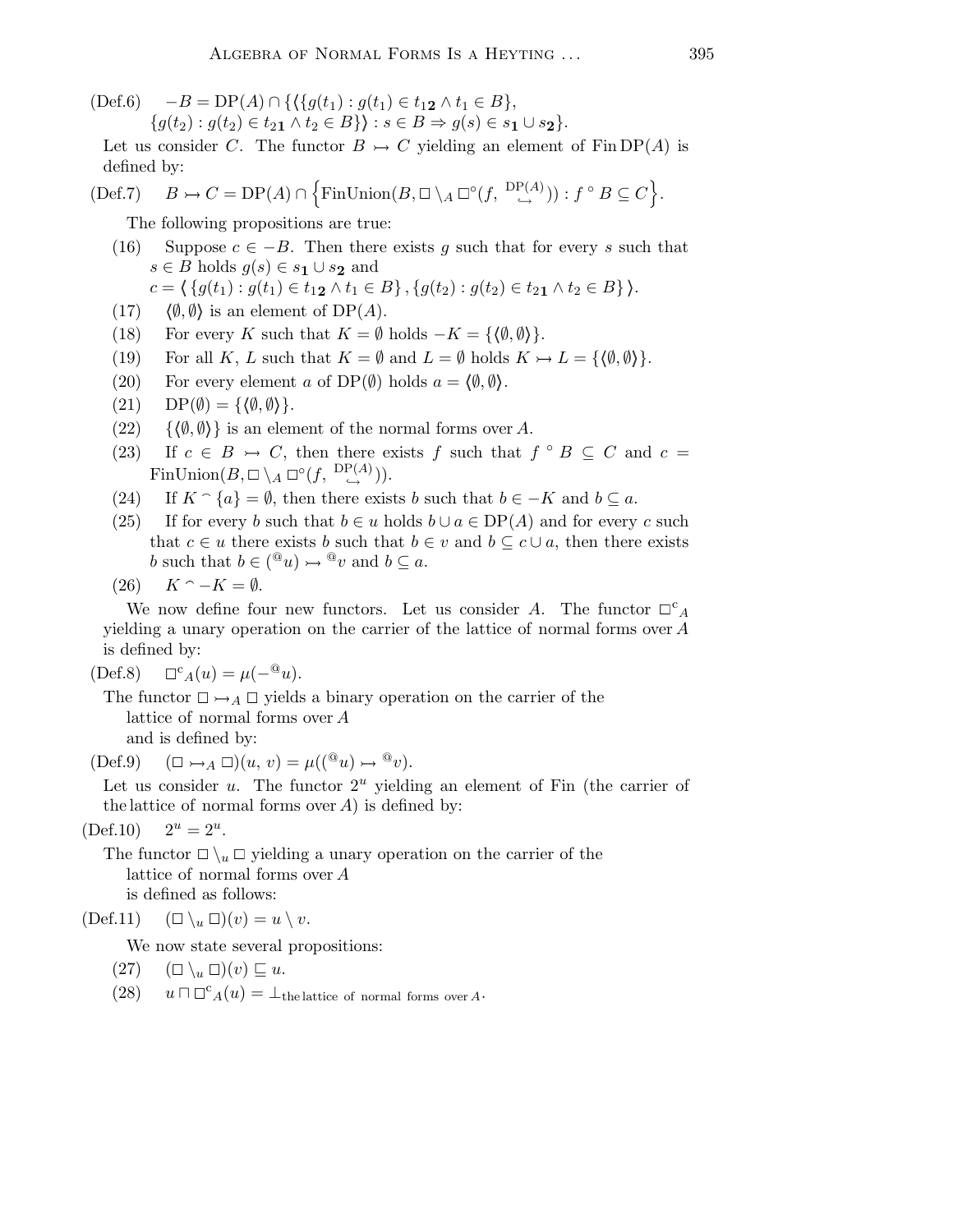(Def.6) $-B = \mathrm{DP}(A) \cap \{\langle\{g(t_1) : g(t_1) \in t_{1\mathbf{2}} \wedge t_1 \in B\},$
$\{g(t_2) : g(t_2) \in t_{2\mathbf{1}} \wedge t_2 \in B\}\rangle : s \in B \Rightarrow g(s) \in s_{\mathbf{1}} \cup s_{\mathbf{2}}\}$.

Let us consider $C$. The functor $B \rightarrowtail C$ yielding an element of $\mathrm{Fin}\,\mathrm{DP}(A)$ is defined by:

(Def.7) $B \rightarrowtail C = \mathrm{DP}(A) \cap \Big\{\mathrm{FinUnion}(B, \square \setminus_A \square^\circ(f, \overset{\mathrm{DP}(A)}{\hookrightarrow})) : f \circ B \subseteq C\Big\}$.

The following propositions are true:

(16) Suppose $c \in -B$. Then there exists $g$ such that for every $s$ such that $s \in B$ holds $g(s) \in s_{\mathbf{1}} \cup s_{\mathbf{2}}$ and
$c = \langle \{g(t_1) : g(t_1) \in t_{1\mathbf{2}} \wedge t_1 \in B\}, \{g(t_2) : g(t_2) \in t_{2\mathbf{1}} \wedge t_2 \in B\} \rangle$.

(17) $\langle\emptyset, \emptyset\rangle$ is an element of $\mathrm{DP}(A)$.

(18) For every $K$ such that $K = \emptyset$ holds $-K = \{\langle\emptyset, \emptyset\rangle\}$.

(19) For all $K$, $L$ such that $K = \emptyset$ and $L = \emptyset$ holds $K \rightarrowtail L = \{\langle\emptyset, \emptyset\rangle\}$.

(20) For every element $a$ of $\mathrm{DP}(\emptyset)$ holds $a = \langle\emptyset, \emptyset\rangle$.

(21) $\mathrm{DP}(\emptyset) = \{\langle\emptyset, \emptyset\rangle\}$.

(22) $\{\langle\emptyset, \emptyset\rangle\}$ is an element of the normal forms over $A$.

(23) If $c \in B \rightarrowtail C$, then there exists $f$ such that $f \circ B \subseteq C$ and $c = \mathrm{FinUnion}(B, \square \setminus_A \square^\circ(f, \overset{\mathrm{DP}(A)}{\hookrightarrow}))$.

(24) If $K \frown \{a\} = \emptyset$, then there exists $b$ such that $b \in -K$ and $b \subseteq a$.

(25) If for every $b$ such that $b \in u$ holds $b \cup a \in \mathrm{DP}(A)$ and for every $c$ such that $c \in u$ there exists $b$ such that $b \in v$ and $b \subseteq c \cup a$, then there exists $b$ such that $b \in ({}^{@}u) \rightarrowtail {}^{@}v$ and $b \subseteq a$.

(26) $K \frown -K = \emptyset$.

We now define four new functors. Let us consider $A$. The functor $\square^{\mathrm{c}}{}_A$ yielding a unary operation on the carrier of the lattice of normal forms over $A$ is defined by:

(Def.8) $\square^{\mathrm{c}}{}_A(u) = \mu(-{}^{@}u)$.

The functor $\square \rightarrowtail_A \square$ yields a binary operation on the carrier of the lattice of normal forms over $A$ and is defined by:

(Def.9) $(\square \rightarrowtail_A \square)(u, v) = \mu(({}^{@}u) \rightarrowtail {}^{@}v)$.

Let us consider $u$. The functor $2^u$ yielding an element of Fin (the carrier of the lattice of normal forms over $A$) is defined by:

(Def.10) $2^u = 2^u$.

The functor $\square \setminus_u \square$ yielding a unary operation on the carrier of the lattice of normal forms over $A$ is defined as follows:

(Def.11) $(\square \setminus_u \square)(v) = u \setminus v$.

We now state several propositions:

(27) $(\square \setminus_u \square)(v) \sqsubseteq u$.

(28) $u \sqcap \square^{\mathrm{c}}{}_A(u) = \bot_{\text{the lattice of normal forms over } A}$.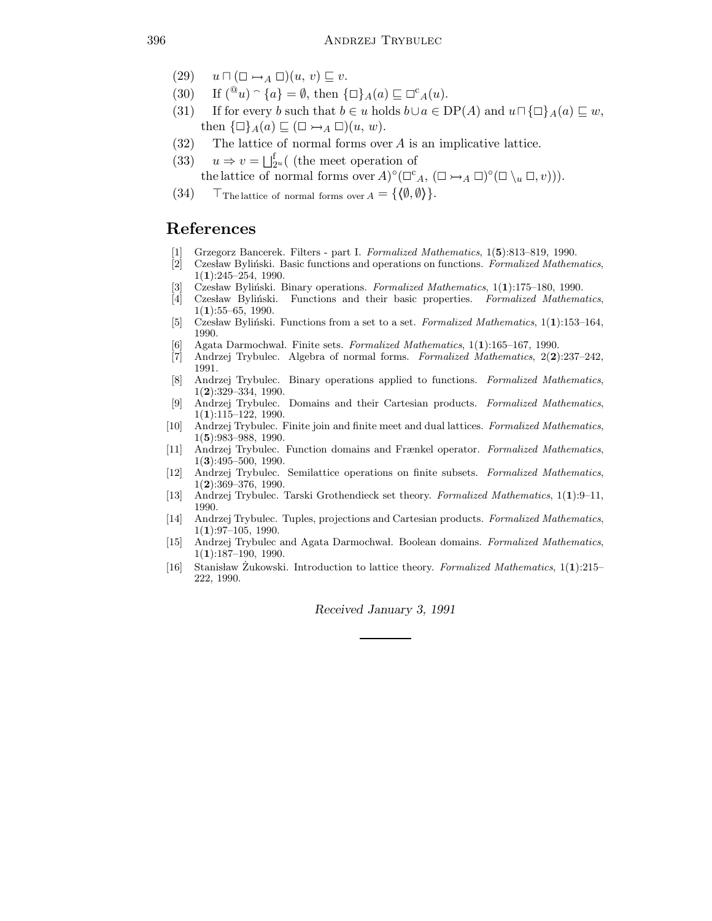(29) $u \sqcap (\Box \rightarrowtail_A \Box)(u, v) \sqsubseteq v$.

(30) If $({}^{@}u) \frown \{a\} = \emptyset$, then $\{\Box\}_A(a) \sqsubseteq \Box^{c}{}_A(u)$.

(31) If for every $b$ such that $b \in u$ holds $b \cup a \in \mathrm{DP}(A)$ and $u \sqcap \{\Box\}_A(a) \sqsubseteq w$, then $\{\Box\}_A(a) \sqsubseteq (\Box \rightarrowtail_A \Box)(u, w)$.

(32) The lattice of normal forms over $A$ is an implicative lattice.

(33) $u \Rightarrow v = \bigsqcup^{\mathrm{f}}_{2^u}($ (the meet operation of the lattice of normal forms over $A)^{\circ}(\Box^{c}{}_A, (\Box \rightarrowtail_A \Box)^{\circ}(\Box \setminus_u \Box, v)))$.

(34) $\top_{\text{The lattice of normal forms over } A} = \{\langle\emptyset, \emptyset\rangle\}$.

## References

[1] Grzegorz Bancerek. Filters - part I. *Formalized Mathematics*, 1(**5**):813–819, 1990.

[2] Czesław Byliński. Basic functions and operations on functions. *Formalized Mathematics*, 1(**1**):245–254, 1990.

[3] Czesław Byliński. Binary operations. *Formalized Mathematics*, 1(**1**):175–180, 1990.

[4] Czesław Byliński. Functions and their basic properties. *Formalized Mathematics*, 1(**1**):55–65, 1990.

[5] Czesław Byliński. Functions from a set to a set. *Formalized Mathematics*, 1(**1**):153–164, 1990.

[6] Agata Darmochwał. Finite sets. *Formalized Mathematics*, 1(**1**):165–167, 1990.

[7] Andrzej Trybulec. Algebra of normal forms. *Formalized Mathematics*, 2(**2**):237–242, 1991.

[8] Andrzej Trybulec. Binary operations applied to functions. *Formalized Mathematics*, 1(**2**):329–334, 1990.

[9] Andrzej Trybulec. Domains and their Cartesian products. *Formalized Mathematics*, 1(**1**):115–122, 1990.

[10] Andrzej Trybulec. Finite join and finite meet and dual lattices. *Formalized Mathematics*, 1(**5**):983–988, 1990.

[11] Andrzej Trybulec. Function domains and Frænkel operator. *Formalized Mathematics*, 1(**3**):495–500, 1990.

[12] Andrzej Trybulec. Semilattice operations on finite subsets. *Formalized Mathematics*, 1(**2**):369–376, 1990.

[13] Andrzej Trybulec. Tarski Grothendieck set theory. *Formalized Mathematics*, 1(**1**):9–11, 1990.

[14] Andrzej Trybulec. Tuples, projections and Cartesian products. *Formalized Mathematics*, 1(**1**):97–105, 1990.

[15] Andrzej Trybulec and Agata Darmochwał. Boolean domains. *Formalized Mathematics*, 1(**1**):187–190, 1990.

[16] Stanisław Żukowski. Introduction to lattice theory. *Formalized Mathematics*, 1(**1**):215–222, 1990.

*Received January 3, 1991*